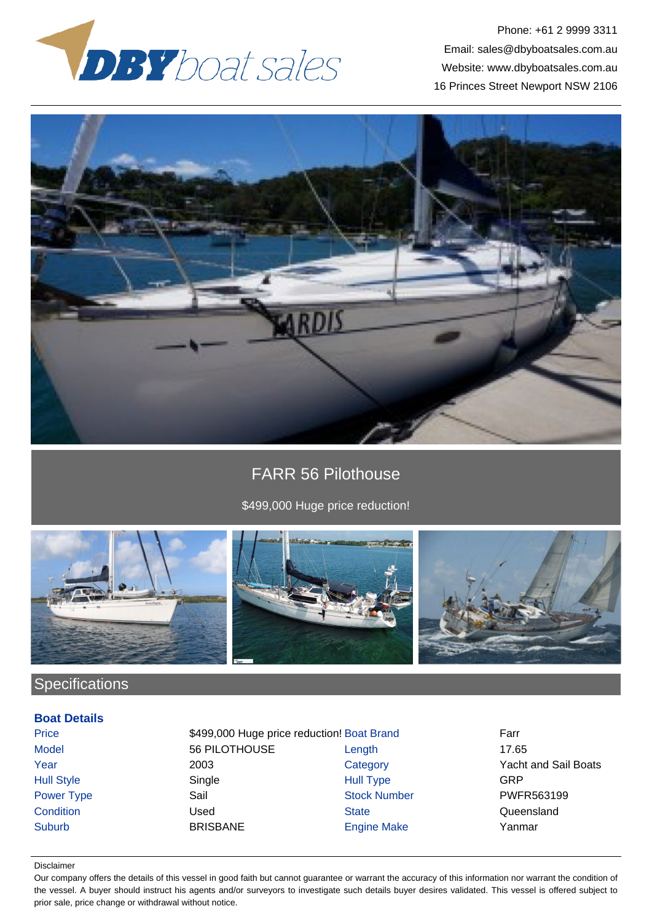DBY boat sales

Phone: +61 2 9999 3311
Email: sales@dbyboatsales.com.au
Website: www.dbyboatsales.com.au
16 Princes Street Newport NSW 2106

# FARR 56 Pilothouse

$499,000 Huge price reduction!

## Specifications

### Boat Details

| | | | |
|---|---|---|---|
| Price | $499,000 Huge price reduction! | Boat Brand | Farr |
| Model | 56 PILOTHOUSE | Length | 17.65 |
| Year | 2003 | Category | Yacht and Sail Boats |
| Hull Style | Single | Hull Type | GRP |
| Power Type | Sail | Stock Number | PWFR563199 |
| Condition | Used | State | Queensland |
| Suburb | BRISBANE | Engine Make | Yanmar |

Disclaimer

Our company offers the details of this vessel in good faith but cannot guarantee or warrant the accuracy of this information nor warrant the condition of the vessel. A buyer should instruct his agents and/or surveyors to investigate such details buyer desires validated. This vessel is offered subject to prior sale, price change or withdrawal without notice.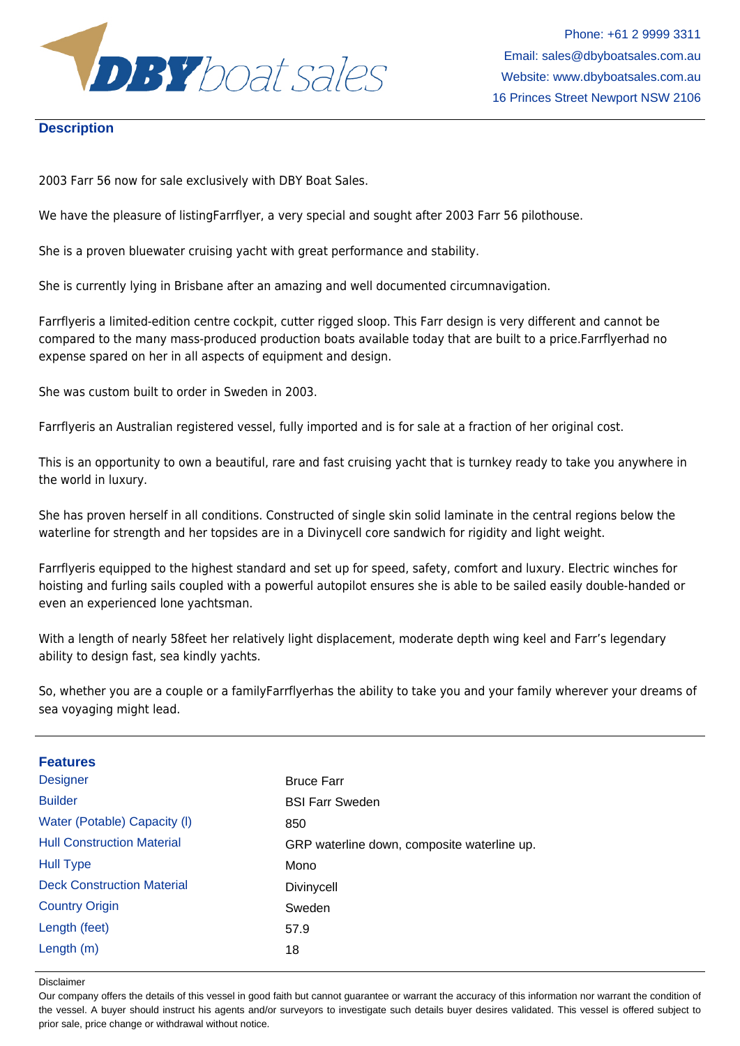## Description

2003 Farr 56 now for sale exclusively with DBY Boat Sales.

We have the pleasure of listingFarrflyer, a very special and sought after 2003 Farr 56 pilothouse.

She is a proven bluewater cruising yacht with great performance and stability.

She is currently lying in Brisbane after an amazing and well documented circumnavigation.

Farrflyeris a limited-edition centre cockpit, cutter rigged sloop. This Farr design is very different and cannot be compared to the many mass-produced production boats available today that are built to a price.Farrflyerhad no expense spared on her in all aspects of equipment and design.

She was custom built to order in Sweden in 2003.

Farrflyeris an Australian registered vessel, fully imported and is for sale at a fraction of her original cost.

This is an opportunity to own a beautiful, rare and fast cruising yacht that is turnkey ready to take you anywhere in the world in luxury.

She has proven herself in all conditions. Constructed of single skin solid laminate in the central regions below the waterline for strength and her topsides are in a Divinycell core sandwich for rigidity and light weight.

Farrflyeris equipped to the highest standard and set up for speed, safety, comfort and luxury. Electric winches for hoisting and furling sails coupled with a powerful autopilot ensures she is able to be sailed easily double-handed or even an experienced lone yachtsman.

With a length of nearly 58feet her relatively light displacement, moderate depth wing keel and Farr's legendary ability to design fast, sea kindly yachts.

So, whether you are a couple or a familyFarrflyerhas the ability to take you and your family wherever your dreams of sea voyaging might lead.

## Features

| | |
|---|---|
| Designer | Bruce Farr |
| Builder | BSI Farr Sweden |
| Water (Potable) Capacity (l) | 850 |
| Hull Construction Material | GRP waterline down, composite waterline up. |
| Hull Type | Mono |
| Deck Construction Material | Divinycell |
| Country Origin | Sweden |
| Length (feet) | 57.9 |
| Length (m) | 18 |

Disclaimer

Our company offers the details of this vessel in good faith but cannot guarantee or warrant the accuracy of this information nor warrant the condition of the vessel. A buyer should instruct his agents and/or surveyors to investigate such details buyer desires validated. This vessel is offered subject to prior sale, price change or withdrawal without notice.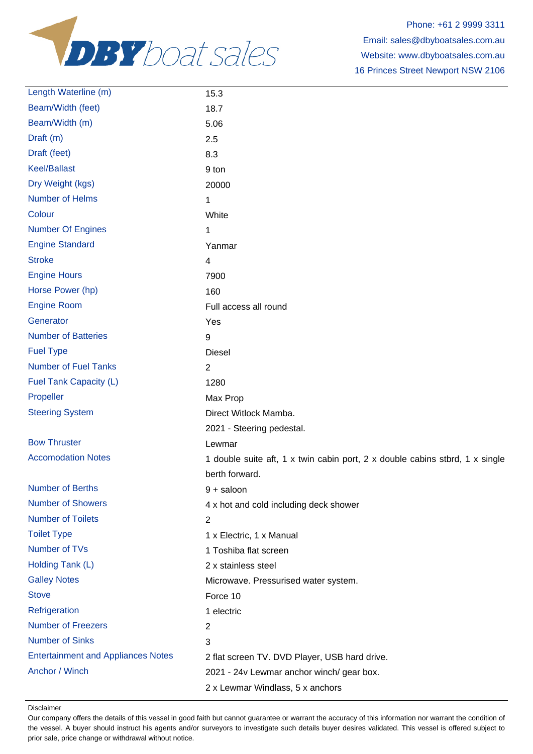Phone: +61 2 9999 3311
Email: sales@dbyboatsales.com.au
Website: www.dbyboatsales.com.au
16 Princes Street Newport NSW 2106

| | |
|---|---|
| Length Waterline (m) | 15.3 |
| Beam/Width (feet) | 18.7 |
| Beam/Width (m) | 5.06 |
| Draft (m) | 2.5 |
| Draft (feet) | 8.3 |
| Keel/Ballast | 9 ton |
| Dry Weight (kgs) | 20000 |
| Number of Helms | 1 |
| Colour | White |
| Number Of Engines | 1 |
| Engine Standard | Yanmar |
| Stroke | 4 |
| Engine Hours | 7900 |
| Horse Power (hp) | 160 |
| Engine Room | Full access all round |
| Generator | Yes |
| Number of Batteries | 9 |
| Fuel Type | Diesel |
| Number of Fuel Tanks | 2 |
| Fuel Tank Capacity (L) | 1280 |
| Propeller | Max Prop |
| Steering System | Direct Witlock Mamba.<br>2021 - Steering pedestal. |
| Bow Thruster | Lewmar |
| Accomodation Notes | 1 double suite aft, 1 x twin cabin port, 2 x double cabins stbrd, 1 x single berth forward. |
| Number of Berths | 9 + saloon |
| Number of Showers | 4 x hot and cold including deck shower |
| Number of Toilets | 2 |
| Toilet Type | 1 x Electric, 1 x Manual |
| Number of TVs | 1 Toshiba flat screen |
| Holding Tank (L) | 2 x stainless steel |
| Galley Notes | Microwave. Pressurised water system. |
| Stove | Force 10 |
| Refrigeration | 1 electric |
| Number of Freezers | 2 |
| Number of Sinks | 3 |
| Entertainment and Appliances Notes | 2 flat screen TV. DVD Player, USB hard drive. |
| Anchor / Winch | 2021 - 24v Lewmar anchor winch/ gear box.<br>2 x Lewmar Windlass, 5 x anchors |

Disclaimer

Our company offers the details of this vessel in good faith but cannot guarantee or warrant the accuracy of this information nor warrant the condition of the vessel. A buyer should instruct his agents and/or surveyors to investigate such details buyer desires validated. This vessel is offered subject to prior sale, price change or withdrawal without notice.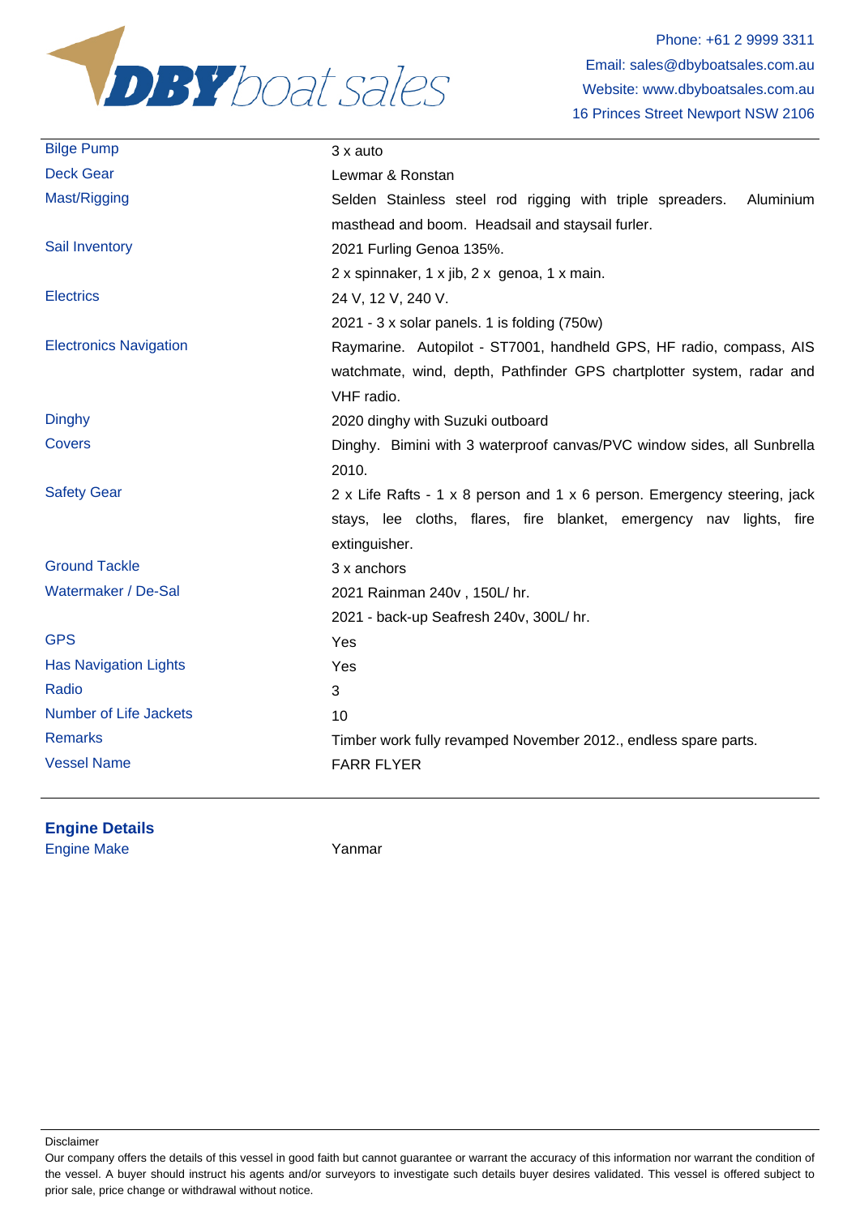| | |
|---|---|
| Bilge Pump | 3 x auto |
| Deck Gear | Lewmar & Ronstan |
| Mast/Rigging | Selden Stainless steel rod rigging with triple spreaders. Aluminium masthead and boom. Headsail and staysail furler. |
| Sail Inventory | 2021 Furling Genoa 135%.<br>2 x spinnaker, 1 x jib, 2 x genoa, 1 x main. |
| Electrics | 24 V, 12 V, 240 V.<br>2021 - 3 x solar panels. 1 is folding (750w) |
| Electronics Navigation | Raymarine. Autopilot - ST7001, handheld GPS, HF radio, compass, AIS watchmate, wind, depth, Pathfinder GPS chartplotter system, radar and VHF radio. |
| Dinghy | 2020 dinghy with Suzuki outboard |
| Covers | Dinghy. Bimini with 3 waterproof canvas/PVC window sides, all Sunbrella 2010. |
| Safety Gear | 2 x Life Rafts - 1 x 8 person and 1 x 6 person. Emergency steering, jack stays, lee cloths, flares, fire blanket, emergency nav lights, fire extinguisher. |
| Ground Tackle | 3 x anchors |
| Watermaker / De-Sal | 2021 Rainman 240v , 150L/ hr.<br>2021 - back-up Seafresh 240v, 300L/ hr. |
| GPS | Yes |
| Has Navigation Lights | Yes |
| Radio | 3 |
| Number of Life Jackets | 10 |
| Remarks | Timber work fully revamped November 2012., endless spare parts. |
| Vessel Name | FARR FLYER |

## Engine Details

| | |
|---|---|
| Engine Make | Yanmar |

Disclaimer

Our company offers the details of this vessel in good faith but cannot guarantee or warrant the accuracy of this information nor warrant the condition of the vessel. A buyer should instruct his agents and/or surveyors to investigate such details buyer desires validated. This vessel is offered subject to prior sale, price change or withdrawal without notice.